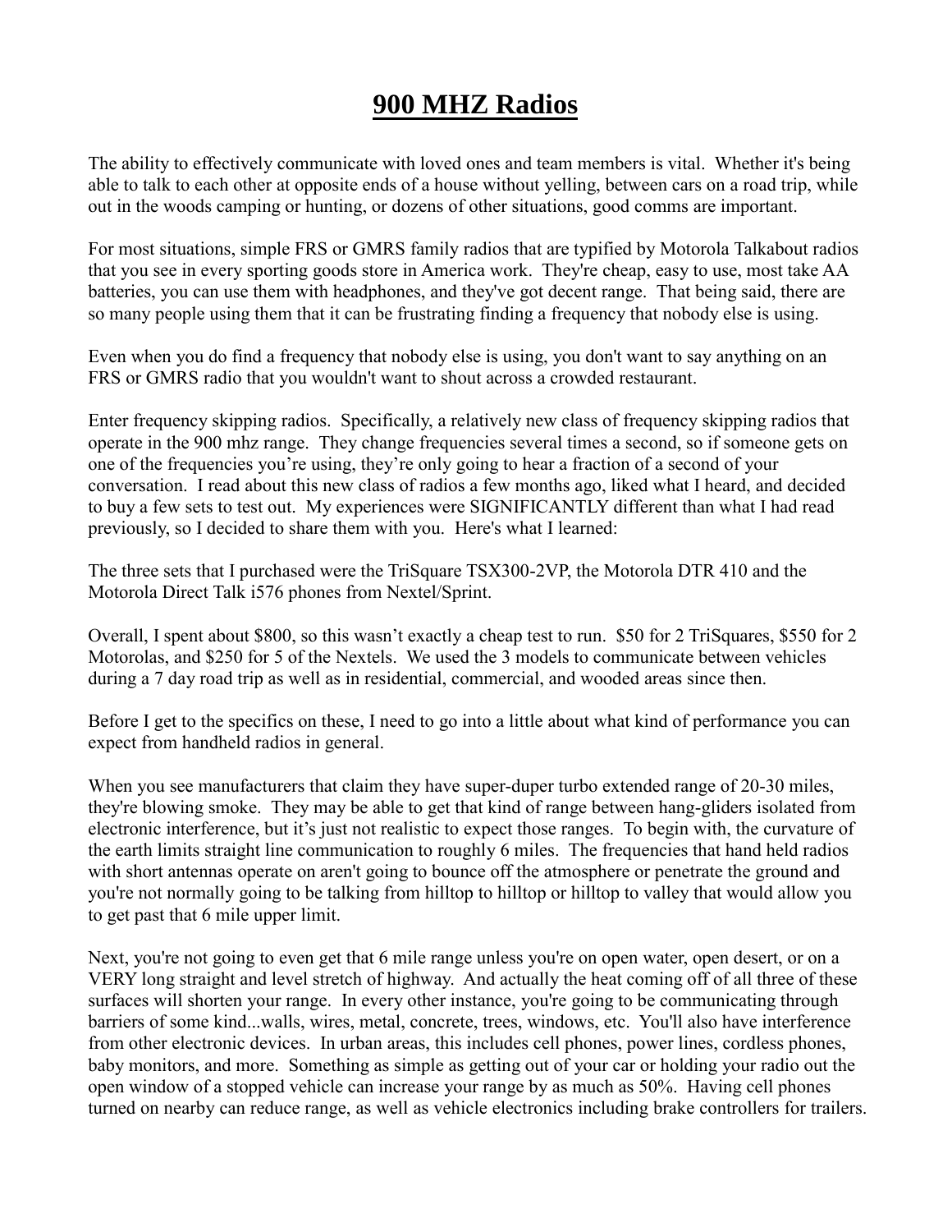# 900 MHZ Radios

The ability to effectively communicate with loved ones and team members is vital. Whether it's being able to talk to each other at opposite ends of a house without yelling, between cars on a road trip, while out in the woods camping or hunting, or dozens of other situations, good comms are important.

For most situations, simple FRS or GMRS family radios that are typified by Motorola Talkabout radios that you see in every sporting goods store in America work. They're cheap, easy to use, most take AA batteries, you can use them with headphones, and they've got decent range. That being said, there are so many people using them that it can be frustrating finding a frequency that nobody else is using.

Even when you do find a frequency that nobody else is using, you don't want to say anything on an FRS or GMRS radio that you wouldn't want to shout across a crowded restaurant.

Enter frequency skipping radios. Specifically, a relatively new class of frequency skipping radios that operate in the 900 mhz range. They change frequencies several times a second, so if someone gets on one of the frequencies you're using, they're only going to hear a fraction of a second of your conversation. I read about this new class of radios a few months ago, liked what I heard, and decided to buy a few sets to test out. My experiences were SIGNIFICANTLY different than what I had read previously, so I decided to share them with you. Here's what I learned:

The three sets that I purchased were the TriSquare TSX300-2VP, the Motorola DTR 410 and the Motorola Direct Talk i576 phones from Nextel/Sprint.

Overall, I spent about $800, so this wasn't exactly a cheap test to run. $50 for 2 TriSquares, $550 for 2 Motorolas, and $250 for 5 of the Nextels. We used the 3 models to communicate between vehicles during a 7 day road trip as well as in residential, commercial, and wooded areas since then.

Before I get to the specifics on these, I need to go into a little about what kind of performance you can expect from handheld radios in general.

When you see manufacturers that claim they have super-duper turbo extended range of 20-30 miles, they're blowing smoke. They may be able to get that kind of range between hang-gliders isolated from electronic interference, but it's just not realistic to expect those ranges. To begin with, the curvature of the earth limits straight line communication to roughly 6 miles. The frequencies that hand held radios with short antennas operate on aren't going to bounce off the atmosphere or penetrate the ground and you're not normally going to be talking from hilltop to hilltop or hilltop to valley that would allow you to get past that 6 mile upper limit.

Next, you're not going to even get that 6 mile range unless you're on open water, open desert, or on a VERY long straight and level stretch of highway. And actually the heat coming off of all three of these surfaces will shorten your range. In every other instance, you're going to be communicating through barriers of some kind...walls, wires, metal, concrete, trees, windows, etc. You'll also have interference from other electronic devices. In urban areas, this includes cell phones, power lines, cordless phones, baby monitors, and more. Something as simple as getting out of your car or holding your radio out the open window of a stopped vehicle can increase your range by as much as 50%. Having cell phones turned on nearby can reduce range, as well as vehicle electronics including brake controllers for trailers.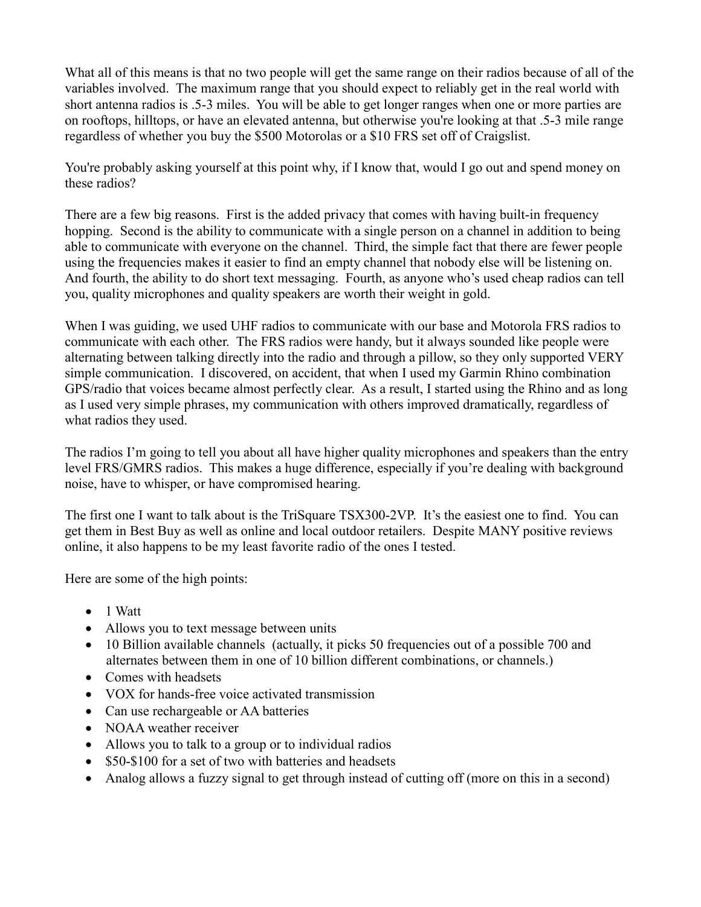What all of this means is that no two people will get the same range on their radios because of all of the variables involved. The maximum range that you should expect to reliably get in the real world with short antenna radios is .5-3 miles. You will be able to get longer ranges when one or more parties are on rooftops, hilltops, or have an elevated antenna, but otherwise you're looking at that .5-3 mile range regardless of whether you buy the $500 Motorolas or a $10 FRS set off of Craigslist.

You're probably asking yourself at this point why, if I know that, would I go out and spend money on these radios?

There are a few big reasons. First is the added privacy that comes with having built-in frequency hopping. Second is the ability to communicate with a single person on a channel in addition to being able to communicate with everyone on the channel. Third, the simple fact that there are fewer people using the frequencies makes it easier to find an empty channel that nobody else will be listening on. And fourth, the ability to do short text messaging. Fourth, as anyone who's used cheap radios can tell you, quality microphones and quality speakers are worth their weight in gold.

When I was guiding, we used UHF radios to communicate with our base and Motorola FRS radios to communicate with each other. The FRS radios were handy, but it always sounded like people were alternating between talking directly into the radio and through a pillow, so they only supported VERY simple communication. I discovered, on accident, that when I used my Garmin Rhino combination GPS/radio that voices became almost perfectly clear. As a result, I started using the Rhino and as long as I used very simple phrases, my communication with others improved dramatically, regardless of what radios they used.

The radios I'm going to tell you about all have higher quality microphones and speakers than the entry level FRS/GMRS radios. This makes a huge difference, especially if you're dealing with background noise, have to whisper, or have compromised hearing.

The first one I want to talk about is the TriSquare TSX300-2VP. It's the easiest one to find. You can get them in Best Buy as well as online and local outdoor retailers. Despite MANY positive reviews online, it also happens to be my least favorite radio of the ones I tested.

Here are some of the high points:

- 1 Watt
- Allows you to text message between units
- 10 Billion available channels (actually, it picks 50 frequencies out of a possible 700 and alternates between them in one of 10 billion different combinations, or channels.)
- Comes with headsets
- VOX for hands-free voice activated transmission
- Can use rechargeable or AA batteries
- NOAA weather receiver
- Allows you to talk to a group or to individual radios
- $50-$100 for a set of two with batteries and headsets
- Analog allows a fuzzy signal to get through instead of cutting off (more on this in a second)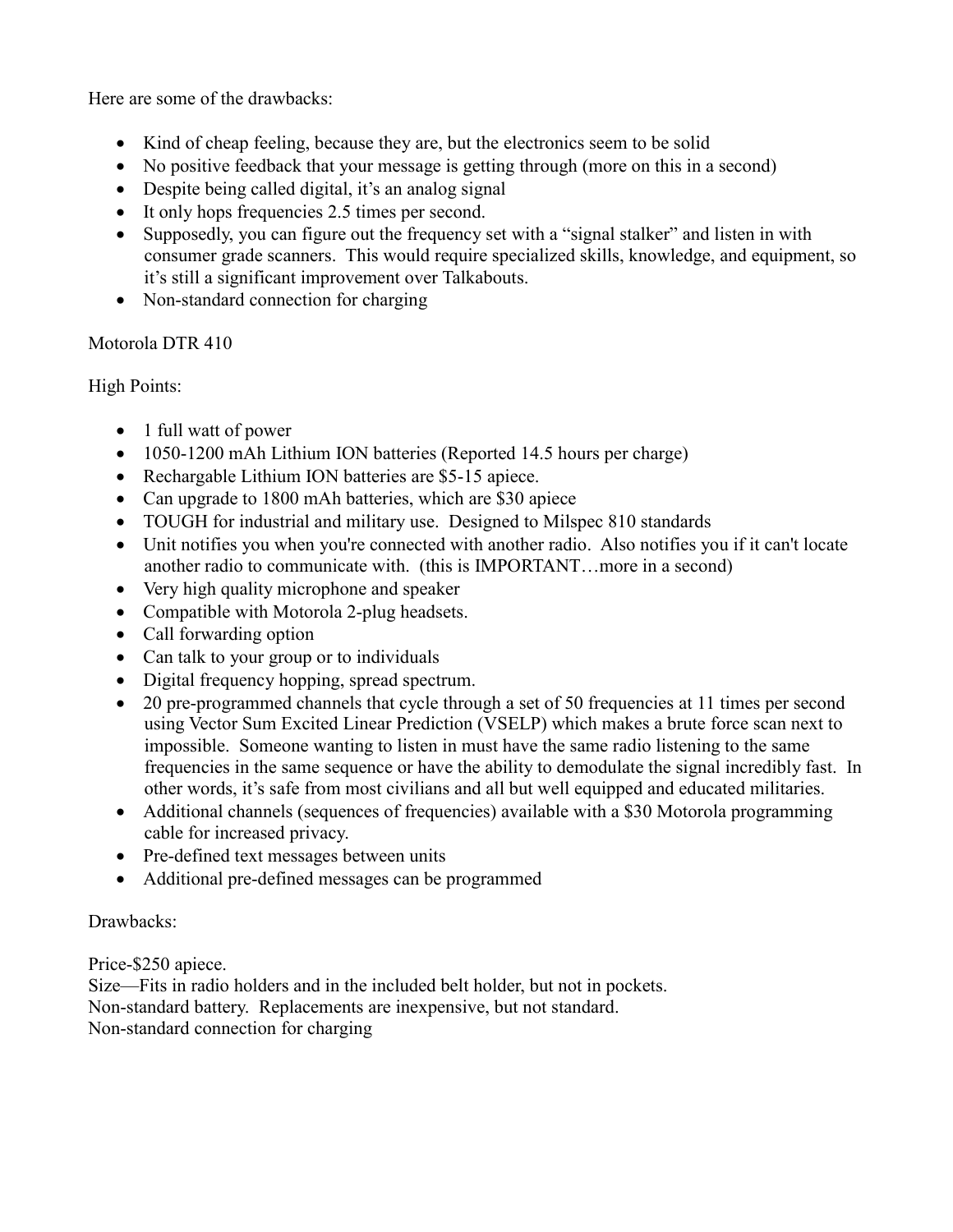Here are some of the drawbacks:

- Kind of cheap feeling, because they are, but the electronics seem to be solid
- No positive feedback that your message is getting through (more on this in a second)
- Despite being called digital, it's an analog signal
- It only hops frequencies 2.5 times per second.
- Supposedly, you can figure out the frequency set with a "signal stalker" and listen in with consumer grade scanners. This would require specialized skills, knowledge, and equipment, so it's still a significant improvement over Talkabouts.
- Non-standard connection for charging

Motorola DTR 410

High Points:

- 1 full watt of power
- 1050-1200 mAh Lithium ION batteries (Reported 14.5 hours per charge)
- Rechargable Lithium ION batteries are $5-15 apiece.
- Can upgrade to 1800 mAh batteries, which are $30 apiece
- TOUGH for industrial and military use. Designed to Milspec 810 standards
- Unit notifies you when you're connected with another radio. Also notifies you if it can't locate another radio to communicate with. (this is IMPORTANT…more in a second)
- Very high quality microphone and speaker
- Compatible with Motorola 2-plug headsets.
- Call forwarding option
- Can talk to your group or to individuals
- Digital frequency hopping, spread spectrum.
- 20 pre-programmed channels that cycle through a set of 50 frequencies at 11 times per second using Vector Sum Excited Linear Prediction (VSELP) which makes a brute force scan next to impossible. Someone wanting to listen in must have the same radio listening to the same frequencies in the same sequence or have the ability to demodulate the signal incredibly fast. In other words, it's safe from most civilians and all but well equipped and educated militaries.
- Additional channels (sequences of frequencies) available with a $30 Motorola programming cable for increased privacy.
- Pre-defined text messages between units
- Additional pre-defined messages can be programmed

Drawbacks:

Price-$250 apiece.
Size—Fits in radio holders and in the included belt holder, but not in pockets.
Non-standard battery. Replacements are inexpensive, but not standard.
Non-standard connection for charging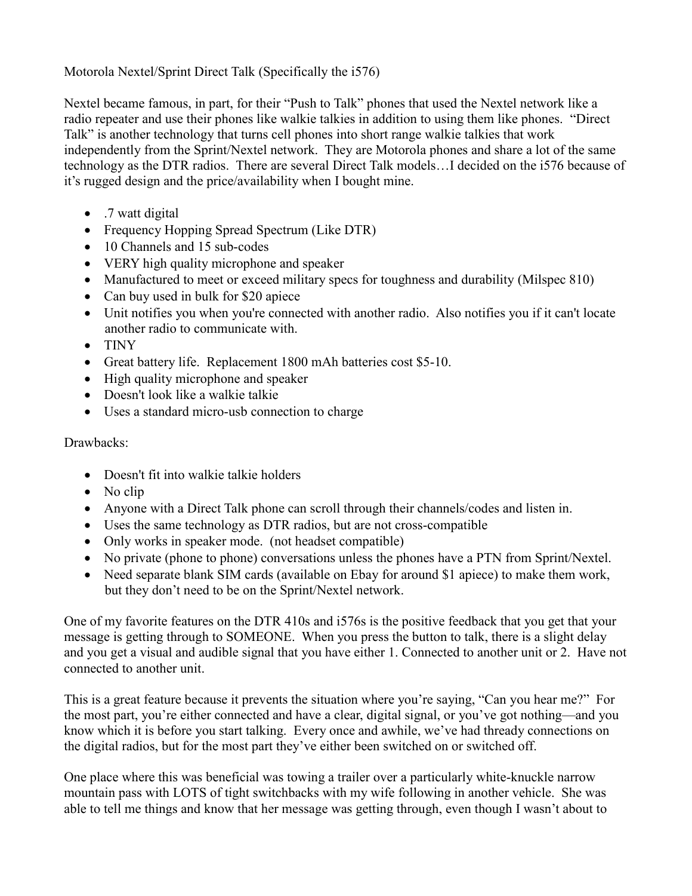Motorola Nextel/Sprint Direct Talk (Specifically the i576)

Nextel became famous, in part, for their "Push to Talk" phones that used the Nextel network like a radio repeater and use their phones like walkie talkies in addition to using them like phones. "Direct Talk" is another technology that turns cell phones into short range walkie talkies that work independently from the Sprint/Nextel network. They are Motorola phones and share a lot of the same technology as the DTR radios. There are several Direct Talk models…I decided on the i576 because of it's rugged design and the price/availability when I bought mine.

- .7 watt digital
- Frequency Hopping Spread Spectrum (Like DTR)
- 10 Channels and 15 sub-codes
- VERY high quality microphone and speaker
- Manufactured to meet or exceed military specs for toughness and durability (Milspec 810)
- Can buy used in bulk for $20 apiece
- Unit notifies you when you're connected with another radio. Also notifies you if it can't locate another radio to communicate with.
- TINY
- Great battery life. Replacement 1800 mAh batteries cost $5-10.
- High quality microphone and speaker
- Doesn't look like a walkie talkie
- Uses a standard micro-usb connection to charge

Drawbacks:

- Doesn't fit into walkie talkie holders
- No clip
- Anyone with a Direct Talk phone can scroll through their channels/codes and listen in.
- Uses the same technology as DTR radios, but are not cross-compatible
- Only works in speaker mode. (not headset compatible)
- No private (phone to phone) conversations unless the phones have a PTN from Sprint/Nextel.
- Need separate blank SIM cards (available on Ebay for around $1 apiece) to make them work, but they don't need to be on the Sprint/Nextel network.

One of my favorite features on the DTR 410s and i576s is the positive feedback that you get that your message is getting through to SOMEONE. When you press the button to talk, there is a slight delay and you get a visual and audible signal that you have either 1. Connected to another unit or 2. Have not connected to another unit.

This is a great feature because it prevents the situation where you're saying, "Can you hear me?" For the most part, you're either connected and have a clear, digital signal, or you've got nothing—and you know which it is before you start talking. Every once and awhile, we've had thready connections on the digital radios, but for the most part they've either been switched on or switched off.

One place where this was beneficial was towing a trailer over a particularly white-knuckle narrow mountain pass with LOTS of tight switchbacks with my wife following in another vehicle. She was able to tell me things and know that her message was getting through, even though I wasn't about to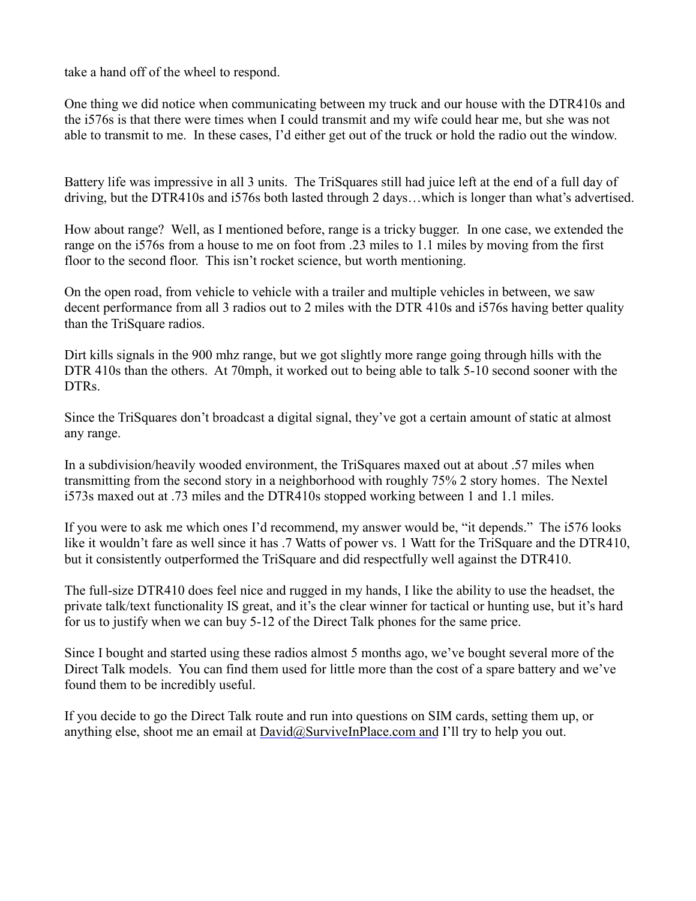take a hand off of the wheel to respond.

One thing we did notice when communicating between my truck and our house with the DTR410s and the i576s is that there were times when I could transmit and my wife could hear me, but she was not able to transmit to me. In these cases, I'd either get out of the truck or hold the radio out the window.

Battery life was impressive in all 3 units. The TriSquares still had juice left at the end of a full day of driving, but the DTR410s and i576s both lasted through 2 days…which is longer than what's advertised.

How about range? Well, as I mentioned before, range is a tricky bugger. In one case, we extended the range on the i576s from a house to me on foot from .23 miles to 1.1 miles by moving from the first floor to the second floor. This isn't rocket science, but worth mentioning.

On the open road, from vehicle to vehicle with a trailer and multiple vehicles in between, we saw decent performance from all 3 radios out to 2 miles with the DTR 410s and i576s having better quality than the TriSquare radios.

Dirt kills signals in the 900 mhz range, but we got slightly more range going through hills with the DTR 410s than the others. At 70mph, it worked out to being able to talk 5-10 second sooner with the DTRs.

Since the TriSquares don't broadcast a digital signal, they've got a certain amount of static at almost any range.

In a subdivision/heavily wooded environment, the TriSquares maxed out at about .57 miles when transmitting from the second story in a neighborhood with roughly 75% 2 story homes. The Nextel i573s maxed out at .73 miles and the DTR410s stopped working between 1 and 1.1 miles.

If you were to ask me which ones I'd recommend, my answer would be, "it depends." The i576 looks like it wouldn't fare as well since it has .7 Watts of power vs. 1 Watt for the TriSquare and the DTR410, but it consistently outperformed the TriSquare and did respectfully well against the DTR410.

The full-size DTR410 does feel nice and rugged in my hands, I like the ability to use the headset, the private talk/text functionality IS great, and it's the clear winner for tactical or hunting use, but it's hard for us to justify when we can buy 5-12 of the Direct Talk phones for the same price.

Since I bought and started using these radios almost 5 months ago, we've bought several more of the Direct Talk models. You can find them used for little more than the cost of a spare battery and we've found them to be incredibly useful.

If you decide to go the Direct Talk route and run into questions on SIM cards, setting them up, or anything else, shoot me an email at David@SurviveInPlace.com and I'll try to help you out.